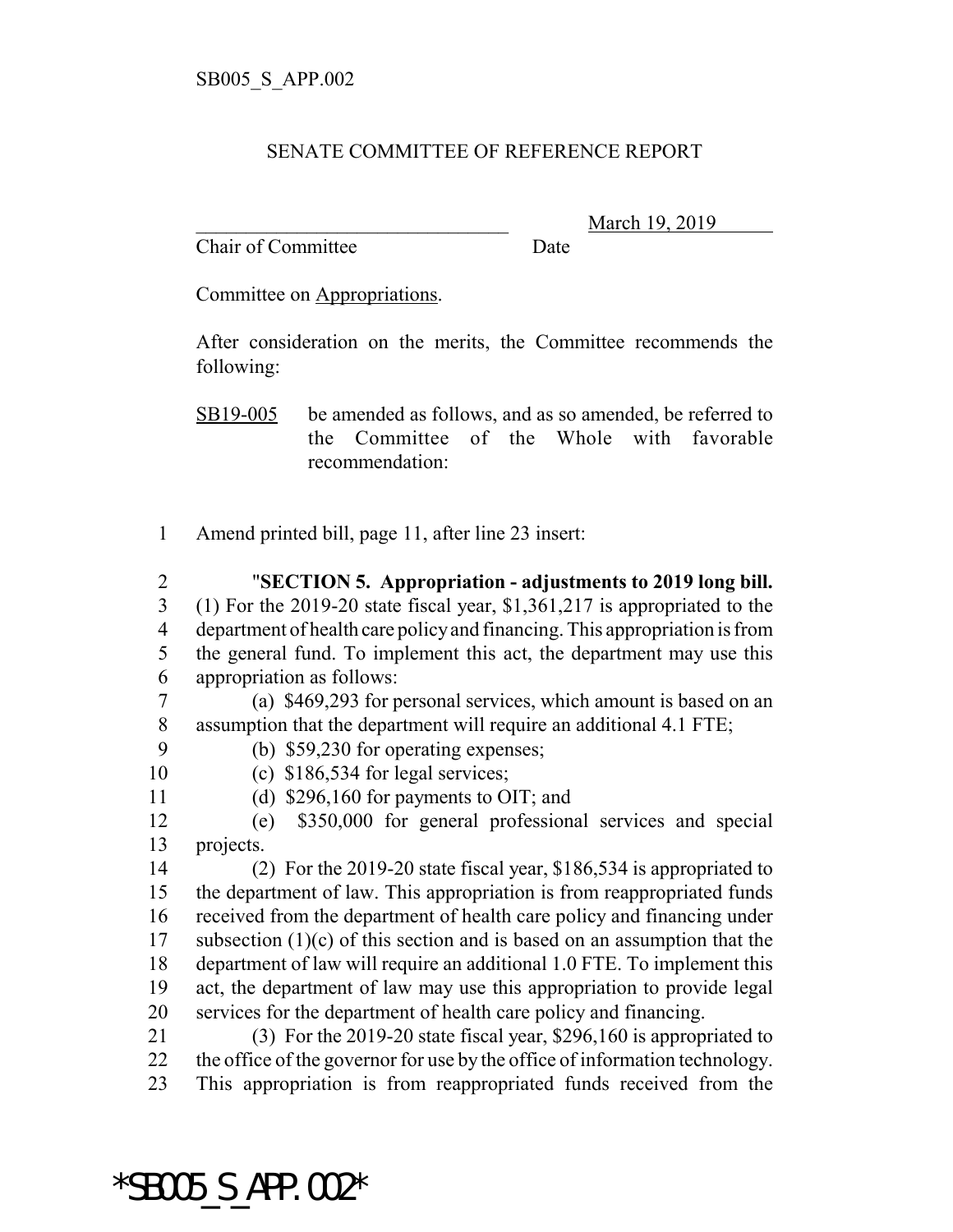SB005_S_APP.002

SENATE COMMITTEE OF REFERENCE REPORT

________________________________ March 19, 2019
Chair of Committee Date

Committee on Appropriations.

After consideration on the merits, the Committee recommends the following:

SB19-005 be amended as follows, and as so amended, be referred to the Committee of the Whole with favorable recommendation:

1 Amend printed bill, page 11, after line 23 insert:

2 "**SECTION 5. Appropriation - adjustments to 2019 long bill.**
3 (1) For the 2019-20 state fiscal year, $1,361,217 is appropriated to the
4 department of health care policy and financing. This appropriation is from
5 the general fund. To implement this act, the department may use this
6 appropriation as follows:
7 (a) $469,293 for personal services, which amount is based on an
8 assumption that the department will require an additional 4.1 FTE;
9 (b) $59,230 for operating expenses;
10 (c) $186,534 for legal services;
11 (d) $296,160 for payments to OIT; and
12 (e) $350,000 for general professional services and special
13 projects.
14 (2) For the 2019-20 state fiscal year, $186,534 is appropriated to
15 the department of law. This appropriation is from reappropriated funds
16 received from the department of health care policy and financing under
17 subsection (1)(c) of this section and is based on an assumption that the
18 department of law will require an additional 1.0 FTE. To implement this
19 act, the department of law may use this appropriation to provide legal
20 services for the department of health care policy and financing.
21 (3) For the 2019-20 state fiscal year, $296,160 is appropriated to
22 the office of the governor for use by the office of information technology.
23 This appropriation is from reappropriated funds received from the

*SB005_S_APP.002*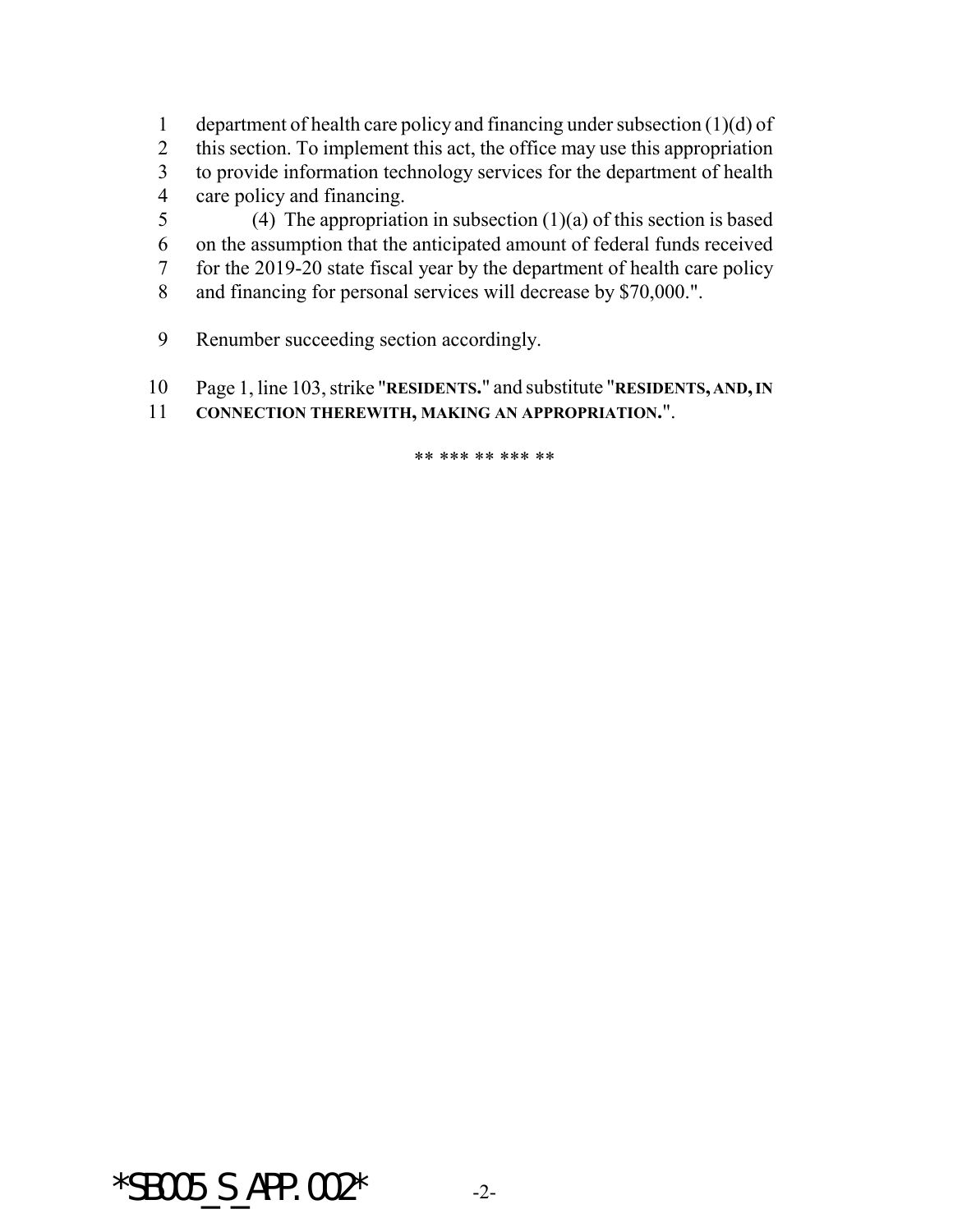department of health care policy and financing under subsection (1)(d) of this section. To implement this act, the office may use this appropriation to provide information technology services for the department of health care policy and financing.

(4) The appropriation in subsection (1)(a) of this section is based on the assumption that the anticipated amount of federal funds received for the 2019-20 state fiscal year by the department of health care policy and financing for personal services will decrease by $70,000.".

Renumber succeeding section accordingly.

Page 1, line 103, strike "**RESIDENTS.**" and substitute "**RESIDENTS, AND, IN CONNECTION THEREWITH, MAKING AN APPROPRIATION.**".

** *** ** *** **

*SB005_S_APP.002*